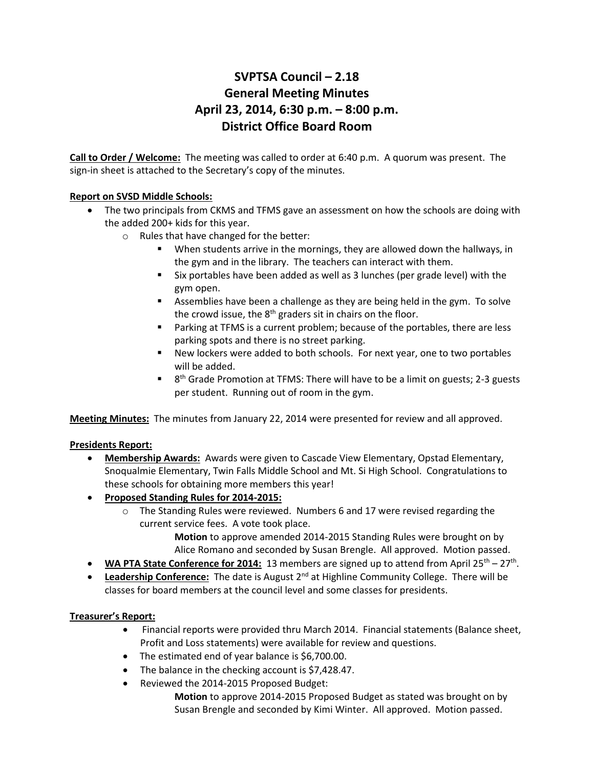# SVPTSA Council – 2.18
# General Meeting Minutes
# April 23, 2014, 6:30 p.m. – 8:00 p.m.
# District Office Board Room

**Call to Order / Welcome:** The meeting was called to order at 6:40 p.m. A quorum was present. The sign-in sheet is attached to the Secretary's copy of the minutes.

**Report on SVSD Middle Schools:**

- The two principals from CKMS and TFMS gave an assessment on how the schools are doing with the added 200+ kids for this year.
  - Rules that have changed for the better:
    - When students arrive in the mornings, they are allowed down the hallways, in the gym and in the library. The teachers can interact with them.
    - Six portables have been added as well as 3 lunches (per grade level) with the gym open.
    - Assemblies have been a challenge as they are being held in the gym. To solve the crowd issue, the 8th graders sit in chairs on the floor.
    - Parking at TFMS is a current problem; because of the portables, there are less parking spots and there is no street parking.
    - New lockers were added to both schools. For next year, one to two portables will be added.
    - 8th Grade Promotion at TFMS: There will have to be a limit on guests; 2-3 guests per student. Running out of room in the gym.

**Meeting Minutes:** The minutes from January 22, 2014 were presented for review and all approved.

**Presidents Report:**

- **Membership Awards:** Awards were given to Cascade View Elementary, Opstad Elementary, Snoqualmie Elementary, Twin Falls Middle School and Mt. Si High School. Congratulations to these schools for obtaining more members this year!
- **Proposed Standing Rules for 2014-2015:**
  - The Standing Rules were reviewed. Numbers 6 and 17 were revised regarding the current service fees. A vote took place.

    **Motion** to approve amended 2014-2015 Standing Rules were brought on by Alice Romano and seconded by Susan Brengle. All approved. Motion passed.
- **WA PTA State Conference for 2014:** 13 members are signed up to attend from April 25th – 27th.
- **Leadership Conference:** The date is August 2nd at Highline Community College. There will be classes for board members at the council level and some classes for presidents.

**Treasurer's Report:**

- Financial reports were provided thru March 2014. Financial statements (Balance sheet, Profit and Loss statements) were available for review and questions.
- The estimated end of year balance is $6,700.00.
- The balance in the checking account is $7,428.47.
- Reviewed the 2014-2015 Proposed Budget:

  **Motion** to approve 2014-2015 Proposed Budget as stated was brought on by Susan Brengle and seconded by Kimi Winter. All approved. Motion passed.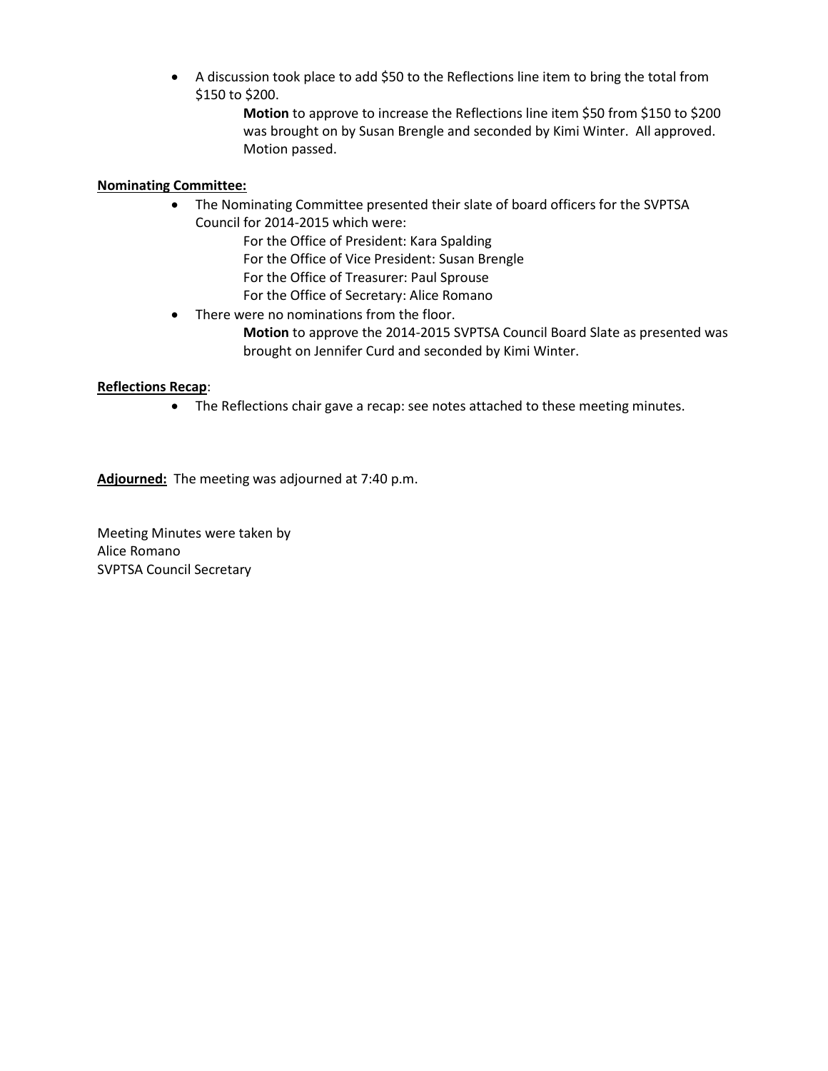- A discussion took place to add $50 to the Reflections line item to bring the total from $150 to $200.

  **Motion** to approve to increase the Reflections line item $50 from $150 to $200 was brought on by Susan Brengle and seconded by Kimi Winter. All approved. Motion passed.

**<u>Nominating Committee:</u>**

- The Nominating Committee presented their slate of board officers for the SVPTSA Council for 2014-2015 which were:

  For the Office of President: Kara Spalding
  For the Office of Vice President: Susan Brengle
  For the Office of Treasurer: Paul Sprouse
  For the Office of Secretary: Alice Romano

- There were no nominations from the floor.

  **Motion** to approve the 2014-2015 SVPTSA Council Board Slate as presented was brought on Jennifer Curd and seconded by Kimi Winter.

**<u>Reflections Recap</u>**:

- The Reflections chair gave a recap: see notes attached to these meeting minutes.

**<u>Adjourned:</u>** The meeting was adjourned at 7:40 p.m.

Meeting Minutes were taken by
Alice Romano
SVPTSA Council Secretary